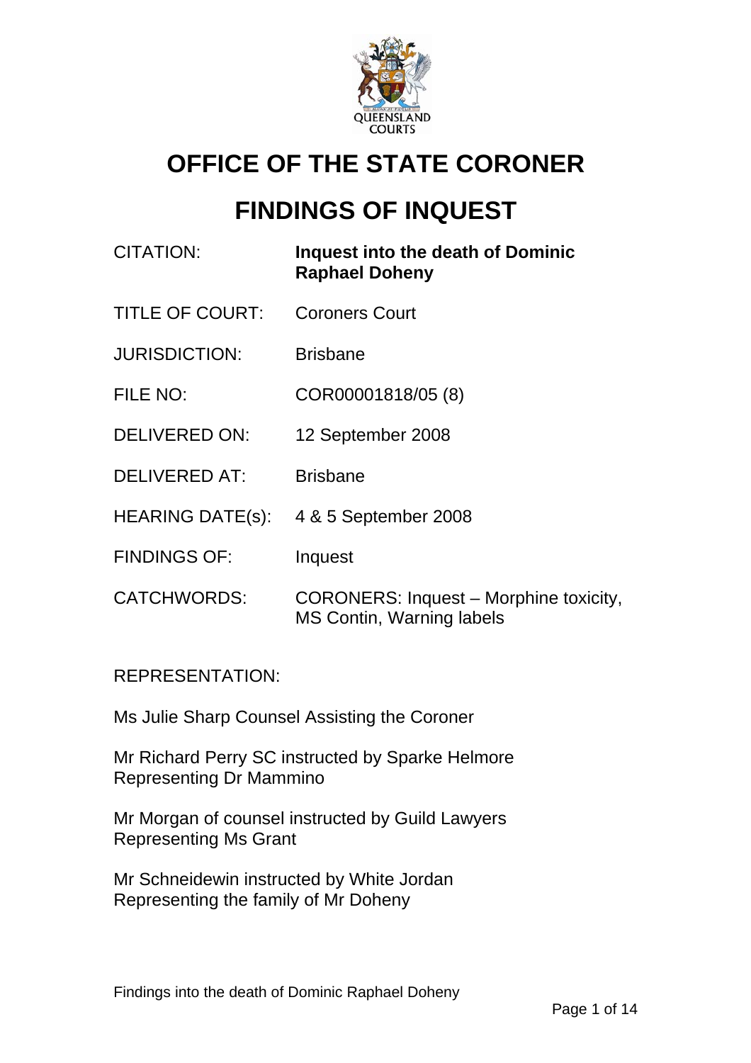# OFFICE OF THE STATE CORONER

# FINDINGS OF INQUEST

| | |
|---|---|
| CITATION: | **Inquest into the death of Dominic Raphael Doheny** |
| TITLE OF COURT: | Coroners Court |
| JURISDICTION: | Brisbane |
| FILE NO: | COR00001818/05 (8) |
| DELIVERED ON: | 12 September 2008 |
| DELIVERED AT: | Brisbane |
| HEARING DATE(s): | 4 & 5 September 2008 |
| FINDINGS OF: | Inquest |
| CATCHWORDS: | CORONERS: Inquest – Morphine toxicity, MS Contin, Warning labels |

REPRESENTATION:

Ms Julie Sharp Counsel Assisting the Coroner

Mr Richard Perry SC instructed by Sparke Helmore
Representing Dr Mammino

Mr Morgan of counsel instructed by Guild Lawyers
Representing Ms Grant

Mr Schneidewin instructed by White Jordan
Representing the family of Mr Doheny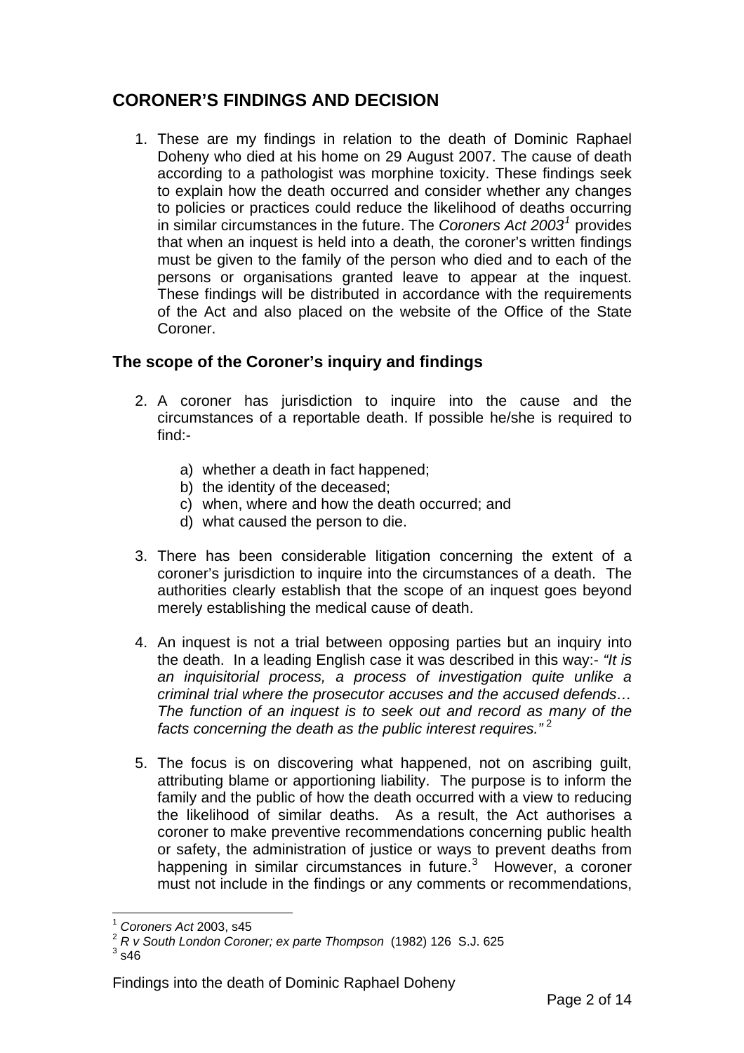## CORONER'S FINDINGS AND DECISION

1. These are my findings in relation to the death of Dominic Raphael Doheny who died at his home on 29 August 2007. The cause of death according to a pathologist was morphine toxicity. These findings seek to explain how the death occurred and consider whether any changes to policies or practices could reduce the likelihood of deaths occurring in similar circumstances in the future. The *Coroners Act 2003*[1] provides that when an inquest is held into a death, the coroner's written findings must be given to the family of the person who died and to each of the persons or organisations granted leave to appear at the inquest. These findings will be distributed in accordance with the requirements of the Act and also placed on the website of the Office of the State Coroner.

### The scope of the Coroner's inquiry and findings

2. A coroner has jurisdiction to inquire into the cause and the circumstances of a reportable death. If possible he/she is required to find:-

   a) whether a death in fact happened;
   b) the identity of the deceased;
   c) when, where and how the death occurred; and
   d) what caused the person to die.

3. There has been considerable litigation concerning the extent of a coroner's jurisdiction to inquire into the circumstances of a death. The authorities clearly establish that the scope of an inquest goes beyond merely establishing the medical cause of death.

4. An inquest is not a trial between opposing parties but an inquiry into the death. In a leading English case it was described in this way:- *"It is an inquisitorial process, a process of investigation quite unlike a criminal trial where the prosecutor accuses and the accused defends… The function of an inquest is to seek out and record as many of the facts concerning the death as the public interest requires."*[2]

5. The focus is on discovering what happened, not on ascribing guilt, attributing blame or apportioning liability. The purpose is to inform the family and the public of how the death occurred with a view to reducing the likelihood of similar deaths. As a result, the Act authorises a coroner to make preventive recommendations concerning public health or safety, the administration of justice or ways to prevent deaths from happening in similar circumstances in future.[3] However, a coroner must not include in the findings or any comments or recommendations,

---

[1] *Coroners Act* 2003, s45

[2] *R v South London Coroner; ex parte Thompson* (1982) 126 S.J. 625

[3] s46

Findings into the death of Dominic Raphael Doheny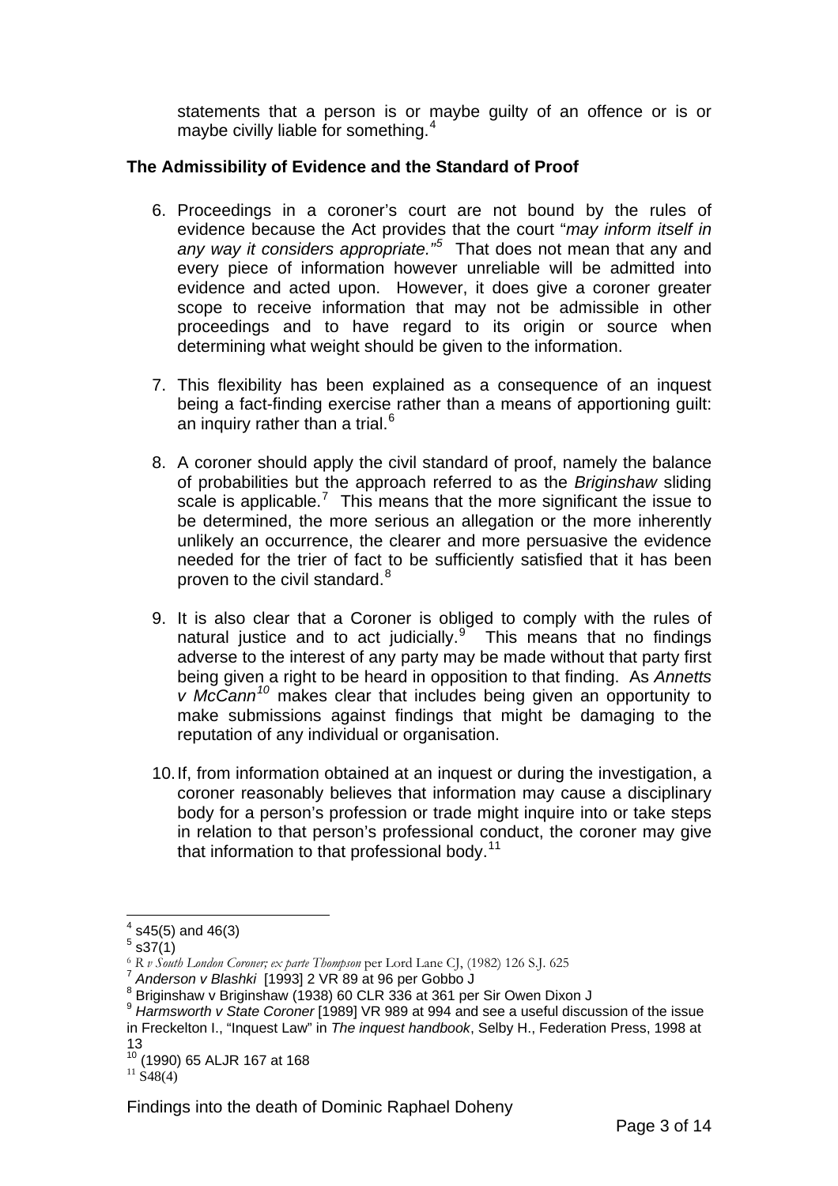statements that a person is or maybe guilty of an offence or is or maybe civilly liable for something.[4]

**The Admissibility of Evidence and the Standard of Proof**

6. Proceedings in a coroner's court are not bound by the rules of evidence because the Act provides that the court "*may inform itself in any way it considers appropriate.*"[5] That does not mean that any and every piece of information however unreliable will be admitted into evidence and acted upon. However, it does give a coroner greater scope to receive information that may not be admissible in other proceedings and to have regard to its origin or source when determining what weight should be given to the information.

7. This flexibility has been explained as a consequence of an inquest being a fact-finding exercise rather than a means of apportioning guilt: an inquiry rather than a trial.[6]

8. A coroner should apply the civil standard of proof, namely the balance of probabilities but the approach referred to as the *Briginshaw* sliding scale is applicable.[7] This means that the more significant the issue to be determined, the more serious an allegation or the more inherently unlikely an occurrence, the clearer and more persuasive the evidence needed for the trier of fact to be sufficiently satisfied that it has been proven to the civil standard.[8]

9. It is also clear that a Coroner is obliged to comply with the rules of natural justice and to act judicially.[9] This means that no findings adverse to the interest of any party may be made without that party first being given a right to be heard in opposition to that finding. As *Annetts v McCann*[10] makes clear that includes being given an opportunity to make submissions against findings that might be damaging to the reputation of any individual or organisation.

10. If, from information obtained at an inquest or during the investigation, a coroner reasonably believes that information may cause a disciplinary body for a person's profession or trade might inquire into or take steps in relation to that person's professional conduct, the coroner may give that information to that professional body.[11]

---

[4] s45(5) and 46(3)

[5] s37(1)

[6] *R v South London Coroner; ex parte Thompson* per Lord Lane CJ, (1982) 126 S.J. 625

[7] *Anderson v Blashki* [1993] 2 VR 89 at 96 per Gobbo J

[8] Briginshaw v Briginshaw (1938) 60 CLR 336 at 361 per Sir Owen Dixon J

[9] *Harmsworth v State Coroner* [1989] VR 989 at 994 and see a useful discussion of the issue in Freckelton I., "Inquest Law" in *The inquest handbook*, Selby H., Federation Press, 1998 at 13

[10] (1990) 65 ALJR 167 at 168

[11] S48(4)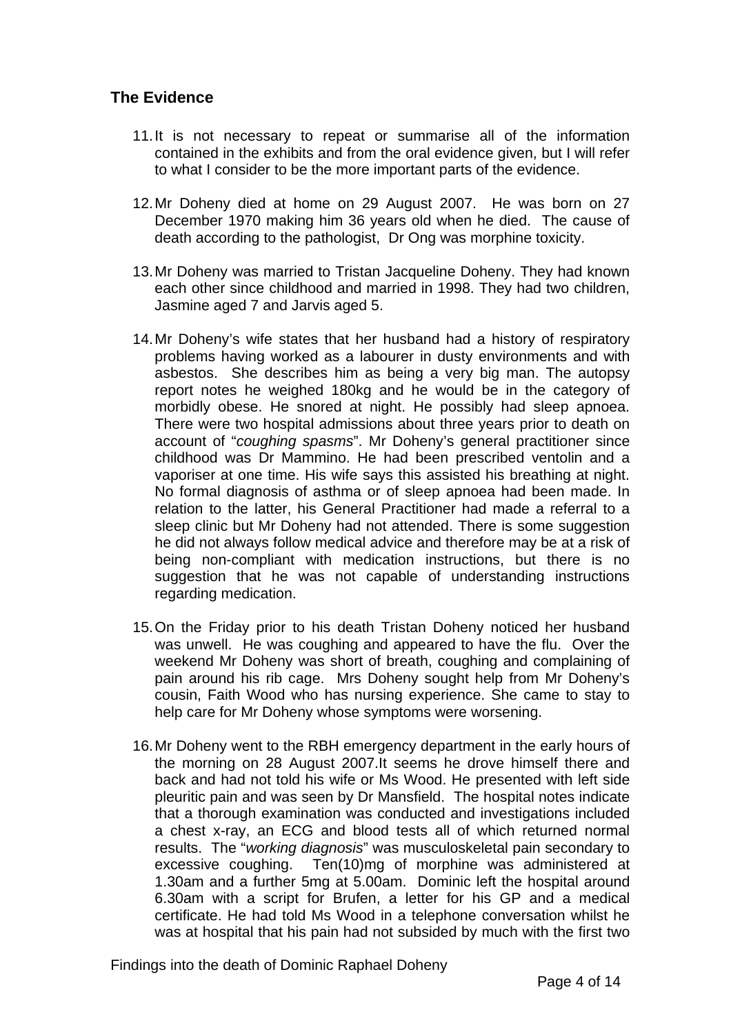## The Evidence

11. It is not necessary to repeat or summarise all of the information contained in the exhibits and from the oral evidence given, but I will refer to what I consider to be the more important parts of the evidence.

12. Mr Doheny died at home on 29 August 2007. He was born on 27 December 1970 making him 36 years old when he died. The cause of death according to the pathologist, Dr Ong was morphine toxicity.

13. Mr Doheny was married to Tristan Jacqueline Doheny. They had known each other since childhood and married in 1998. They had two children, Jasmine aged 7 and Jarvis aged 5.

14. Mr Doheny's wife states that her husband had a history of respiratory problems having worked as a labourer in dusty environments and with asbestos. She describes him as being a very big man. The autopsy report notes he weighed 180kg and he would be in the category of morbidly obese. He snored at night. He possibly had sleep apnoea. There were two hospital admissions about three years prior to death on account of "*coughing spasms*". Mr Doheny's general practitioner since childhood was Dr Mammino. He had been prescribed ventolin and a vaporiser at one time. His wife says this assisted his breathing at night. No formal diagnosis of asthma or of sleep apnoea had been made. In relation to the latter, his General Practitioner had made a referral to a sleep clinic but Mr Doheny had not attended. There is some suggestion he did not always follow medical advice and therefore may be at a risk of being non-compliant with medication instructions, but there is no suggestion that he was not capable of understanding instructions regarding medication.

15. On the Friday prior to his death Tristan Doheny noticed her husband was unwell. He was coughing and appeared to have the flu. Over the weekend Mr Doheny was short of breath, coughing and complaining of pain around his rib cage. Mrs Doheny sought help from Mr Doheny's cousin, Faith Wood who has nursing experience. She came to stay to help care for Mr Doheny whose symptoms were worsening.

16. Mr Doheny went to the RBH emergency department in the early hours of the morning on 28 August 2007.It seems he drove himself there and back and had not told his wife or Ms Wood. He presented with left side pleuritic pain and was seen by Dr Mansfield. The hospital notes indicate that a thorough examination was conducted and investigations included a chest x-ray, an ECG and blood tests all of which returned normal results. The "*working diagnosis*" was musculoskeletal pain secondary to excessive coughing. Ten(10)mg of morphine was administered at 1.30am and a further 5mg at 5.00am. Dominic left the hospital around 6.30am with a script for Brufen, a letter for his GP and a medical certificate. He had told Ms Wood in a telephone conversation whilst he was at hospital that his pain had not subsided by much with the first two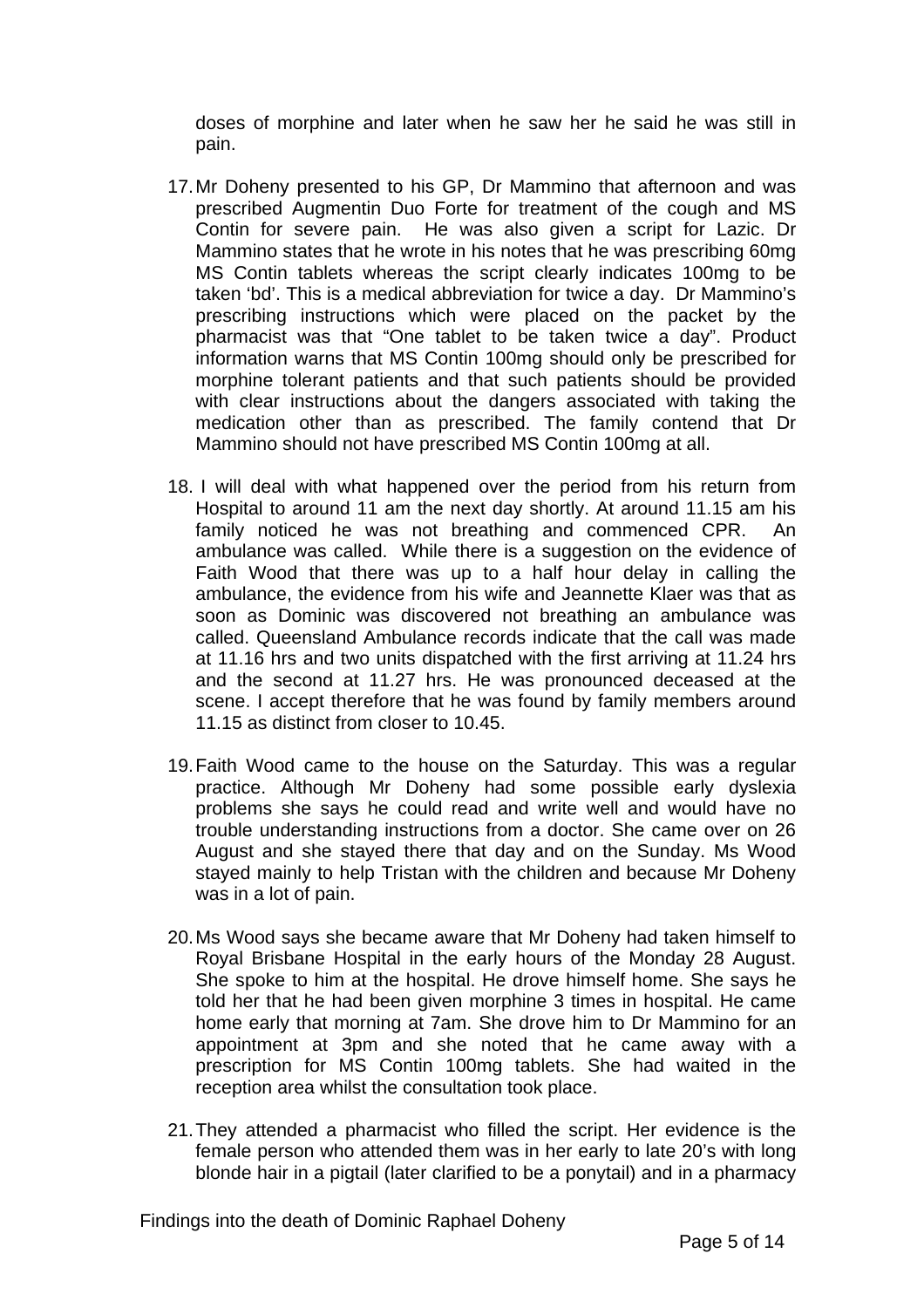doses of morphine and later when he saw her he said he was still in pain.

17. Mr Doheny presented to his GP, Dr Mammino that afternoon and was prescribed Augmentin Duo Forte for treatment of the cough and MS Contin for severe pain. He was also given a script for Lazic. Dr Mammino states that he wrote in his notes that he was prescribing 60mg MS Contin tablets whereas the script clearly indicates 100mg to be taken 'bd'. This is a medical abbreviation for twice a day. Dr Mammino's prescribing instructions which were placed on the packet by the pharmacist was that "One tablet to be taken twice a day". Product information warns that MS Contin 100mg should only be prescribed for morphine tolerant patients and that such patients should be provided with clear instructions about the dangers associated with taking the medication other than as prescribed. The family contend that Dr Mammino should not have prescribed MS Contin 100mg at all.

18. I will deal with what happened over the period from his return from Hospital to around 11 am the next day shortly. At around 11.15 am his family noticed he was not breathing and commenced CPR. An ambulance was called. While there is a suggestion on the evidence of Faith Wood that there was up to a half hour delay in calling the ambulance, the evidence from his wife and Jeannette Klaer was that as soon as Dominic was discovered not breathing an ambulance was called. Queensland Ambulance records indicate that the call was made at 11.16 hrs and two units dispatched with the first arriving at 11.24 hrs and the second at 11.27 hrs. He was pronounced deceased at the scene. I accept therefore that he was found by family members around 11.15 as distinct from closer to 10.45.

19. Faith Wood came to the house on the Saturday. This was a regular practice. Although Mr Doheny had some possible early dyslexia problems she says he could read and write well and would have no trouble understanding instructions from a doctor. She came over on 26 August and she stayed there that day and on the Sunday. Ms Wood stayed mainly to help Tristan with the children and because Mr Doheny was in a lot of pain.

20. Ms Wood says she became aware that Mr Doheny had taken himself to Royal Brisbane Hospital in the early hours of the Monday 28 August. She spoke to him at the hospital. He drove himself home. She says he told her that he had been given morphine 3 times in hospital. He came home early that morning at 7am. She drove him to Dr Mammino for an appointment at 3pm and she noted that he came away with a prescription for MS Contin 100mg tablets. She had waited in the reception area whilst the consultation took place.

21. They attended a pharmacist who filled the script. Her evidence is the female person who attended them was in her early to late 20's with long blonde hair in a pigtail (later clarified to be a ponytail) and in a pharmacy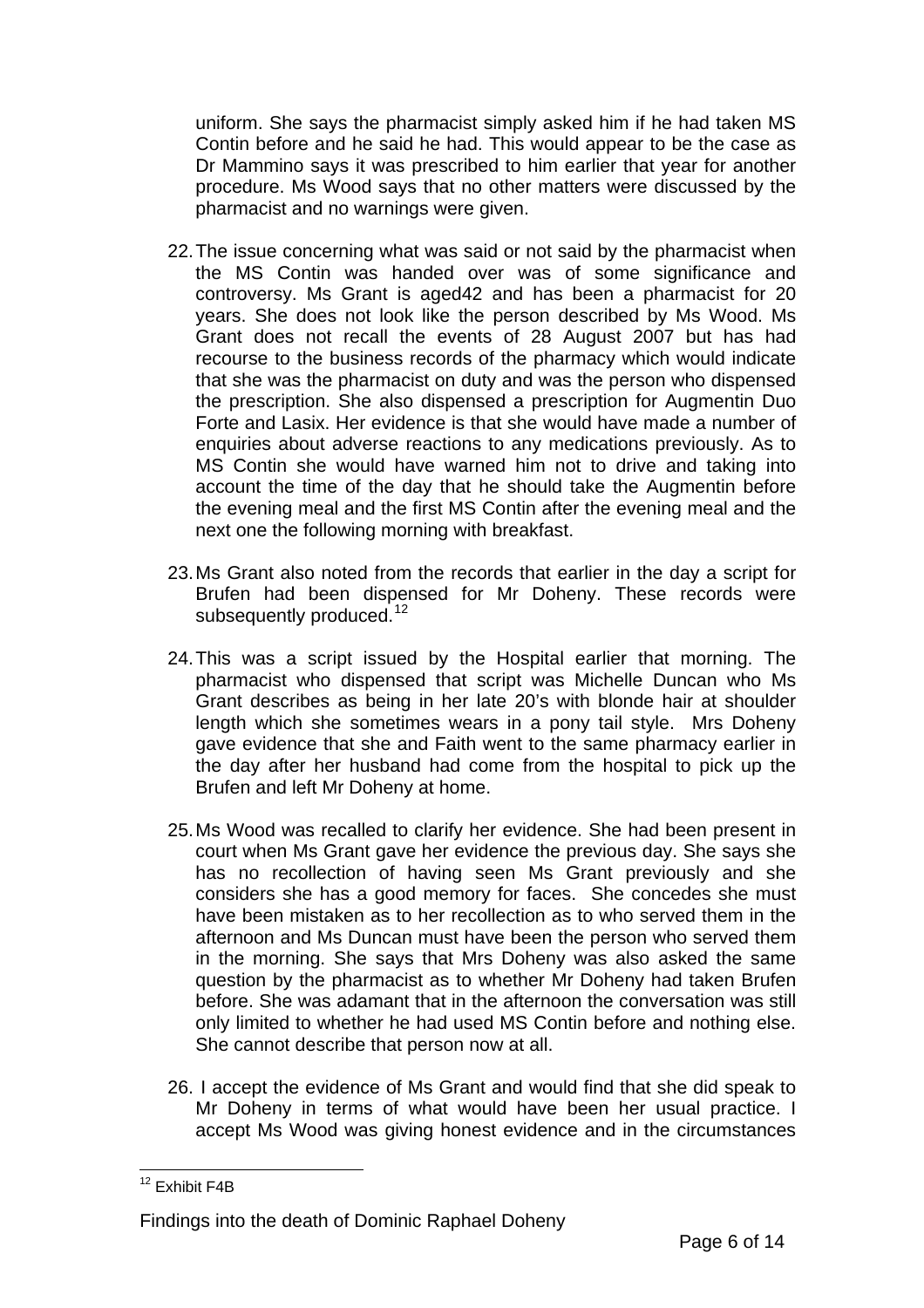uniform. She says the pharmacist simply asked him if he had taken MS Contin before and he said he had. This would appear to be the case as Dr Mammino says it was prescribed to him earlier that year for another procedure. Ms Wood says that no other matters were discussed by the pharmacist and no warnings were given.

22. The issue concerning what was said or not said by the pharmacist when the MS Contin was handed over was of some significance and controversy. Ms Grant is aged42 and has been a pharmacist for 20 years. She does not look like the person described by Ms Wood. Ms Grant does not recall the events of 28 August 2007 but has had recourse to the business records of the pharmacy which would indicate that she was the pharmacist on duty and was the person who dispensed the prescription. She also dispensed a prescription for Augmentin Duo Forte and Lasix. Her evidence is that she would have made a number of enquiries about adverse reactions to any medications previously. As to MS Contin she would have warned him not to drive and taking into account the time of the day that he should take the Augmentin before the evening meal and the first MS Contin after the evening meal and the next one the following morning with breakfast.

23. Ms Grant also noted from the records that earlier in the day a script for Brufen had been dispensed for Mr Doheny. These records were subsequently produced.[12]

24. This was a script issued by the Hospital earlier that morning. The pharmacist who dispensed that script was Michelle Duncan who Ms Grant describes as being in her late 20's with blonde hair at shoulder length which she sometimes wears in a pony tail style. Mrs Doheny gave evidence that she and Faith went to the same pharmacy earlier in the day after her husband had come from the hospital to pick up the Brufen and left Mr Doheny at home.

25. Ms Wood was recalled to clarify her evidence. She had been present in court when Ms Grant gave her evidence the previous day. She says she has no recollection of having seen Ms Grant previously and she considers she has a good memory for faces. She concedes she must have been mistaken as to her recollection as to who served them in the afternoon and Ms Duncan must have been the person who served them in the morning. She says that Mrs Doheny was also asked the same question by the pharmacist as to whether Mr Doheny had taken Brufen before. She was adamant that in the afternoon the conversation was still only limited to whether he had used MS Contin before and nothing else. She cannot describe that person now at all.

26. I accept the evidence of Ms Grant and would find that she did speak to Mr Doheny in terms of what would have been her usual practice. I accept Ms Wood was giving honest evidence and in the circumstances

---

[12] Exhibit F4B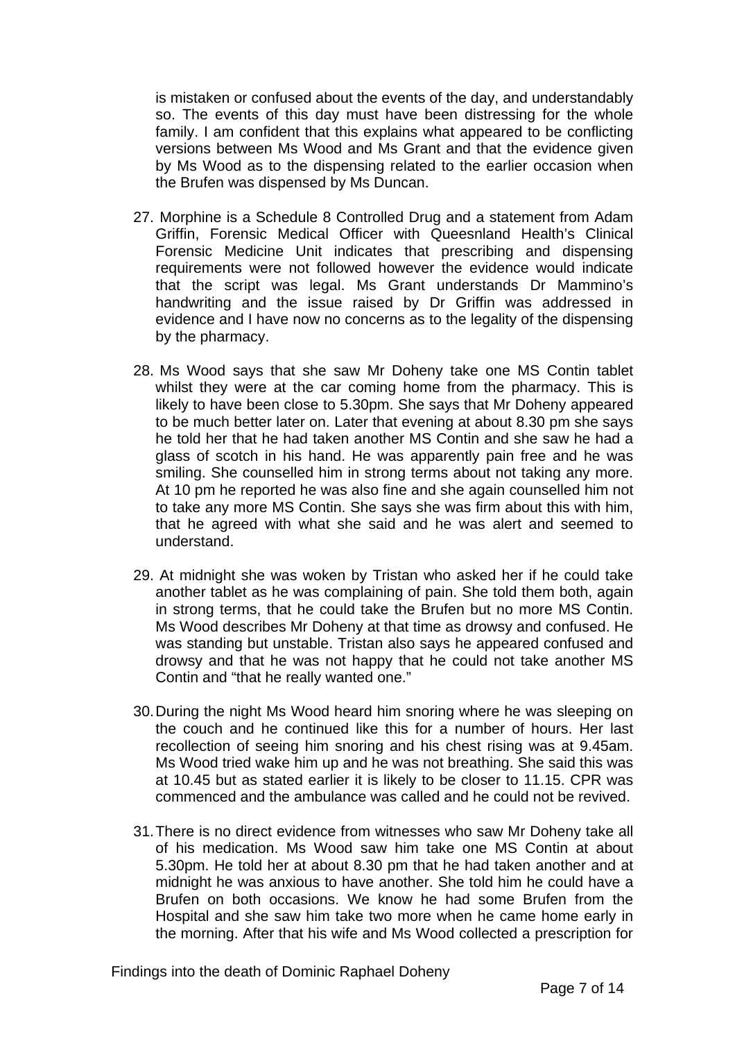is mistaken or confused about the events of the day, and understandably so. The events of this day must have been distressing for the whole family. I am confident that this explains what appeared to be conflicting versions between Ms Wood and Ms Grant and that the evidence given by Ms Wood as to the dispensing related to the earlier occasion when the Brufen was dispensed by Ms Duncan.

27. Morphine is a Schedule 8 Controlled Drug and a statement from Adam Griffin, Forensic Medical Officer with Queensland Health's Clinical Forensic Medicine Unit indicates that prescribing and dispensing requirements were not followed however the evidence would indicate that the script was legal. Ms Grant understands Dr Mammino's handwriting and the issue raised by Dr Griffin was addressed in evidence and I have now no concerns as to the legality of the dispensing by the pharmacy.

28. Ms Wood says that she saw Mr Doheny take one MS Contin tablet whilst they were at the car coming home from the pharmacy. This is likely to have been close to 5.30pm. She says that Mr Doheny appeared to be much better later on. Later that evening at about 8.30 pm she says he told her that he had taken another MS Contin and she saw he had a glass of scotch in his hand. He was apparently pain free and he was smiling. She counselled him in strong terms about not taking any more. At 10 pm he reported he was also fine and she again counselled him not to take any more MS Contin. She says she was firm about this with him, that he agreed with what she said and he was alert and seemed to understand.

29. At midnight she was woken by Tristan who asked her if he could take another tablet as he was complaining of pain. She told them both, again in strong terms, that he could take the Brufen but no more MS Contin. Ms Wood describes Mr Doheny at that time as drowsy and confused. He was standing but unstable. Tristan also says he appeared confused and drowsy and that he was not happy that he could not take another MS Contin and "that he really wanted one."

30. During the night Ms Wood heard him snoring where he was sleeping on the couch and he continued like this for a number of hours. Her last recollection of seeing him snoring and his chest rising was at 9.45am. Ms Wood tried wake him up and he was not breathing. She said this was at 10.45 but as stated earlier it is likely to be closer to 11.15. CPR was commenced and the ambulance was called and he could not be revived.

31. There is no direct evidence from witnesses who saw Mr Doheny take all of his medication. Ms Wood saw him take one MS Contin at about 5.30pm. He told her at about 8.30 pm that he had taken another and at midnight he was anxious to have another. She told him he could have a Brufen on both occasions. We know he had some Brufen from the Hospital and she saw him take two more when he came home early in the morning. After that his wife and Ms Wood collected a prescription for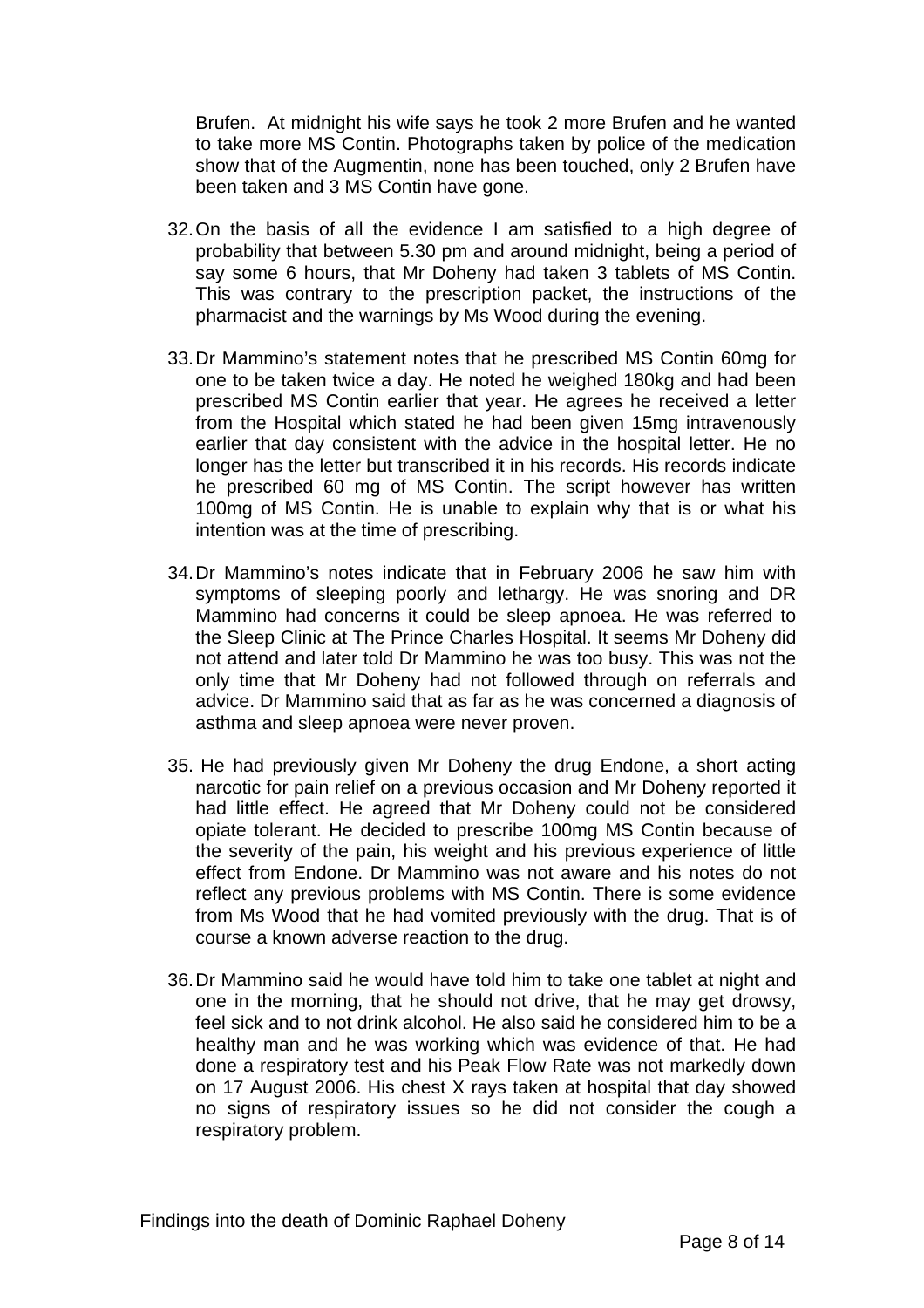Brufen. At midnight his wife says he took 2 more Brufen and he wanted to take more MS Contin. Photographs taken by police of the medication show that of the Augmentin, none has been touched, only 2 Brufen have been taken and 3 MS Contin have gone.

32. On the basis of all the evidence I am satisfied to a high degree of probability that between 5.30 pm and around midnight, being a period of say some 6 hours, that Mr Doheny had taken 3 tablets of MS Contin. This was contrary to the prescription packet, the instructions of the pharmacist and the warnings by Ms Wood during the evening.

33. Dr Mammino's statement notes that he prescribed MS Contin 60mg for one to be taken twice a day. He noted he weighed 180kg and had been prescribed MS Contin earlier that year. He agrees he received a letter from the Hospital which stated he had been given 15mg intravenously earlier that day consistent with the advice in the hospital letter. He no longer has the letter but transcribed it in his records. His records indicate he prescribed 60 mg of MS Contin. The script however has written 100mg of MS Contin. He is unable to explain why that is or what his intention was at the time of prescribing.

34. Dr Mammino's notes indicate that in February 2006 he saw him with symptoms of sleeping poorly and lethargy. He was snoring and DR Mammino had concerns it could be sleep apnoea. He was referred to the Sleep Clinic at The Prince Charles Hospital. It seems Mr Doheny did not attend and later told Dr Mammino he was too busy. This was not the only time that Mr Doheny had not followed through on referrals and advice. Dr Mammino said that as far as he was concerned a diagnosis of asthma and sleep apnoea were never proven.

35. He had previously given Mr Doheny the drug Endone, a short acting narcotic for pain relief on a previous occasion and Mr Doheny reported it had little effect. He agreed that Mr Doheny could not be considered opiate tolerant. He decided to prescribe 100mg MS Contin because of the severity of the pain, his weight and his previous experience of little effect from Endone. Dr Mammino was not aware and his notes do not reflect any previous problems with MS Contin. There is some evidence from Ms Wood that he had vomited previously with the drug. That is of course a known adverse reaction to the drug.

36. Dr Mammino said he would have told him to take one tablet at night and one in the morning, that he should not drive, that he may get drowsy, feel sick and to not drink alcohol. He also said he considered him to be a healthy man and he was working which was evidence of that. He had done a respiratory test and his Peak Flow Rate was not markedly down on 17 August 2006. His chest X rays taken at hospital that day showed no signs of respiratory issues so he did not consider the cough a respiratory problem.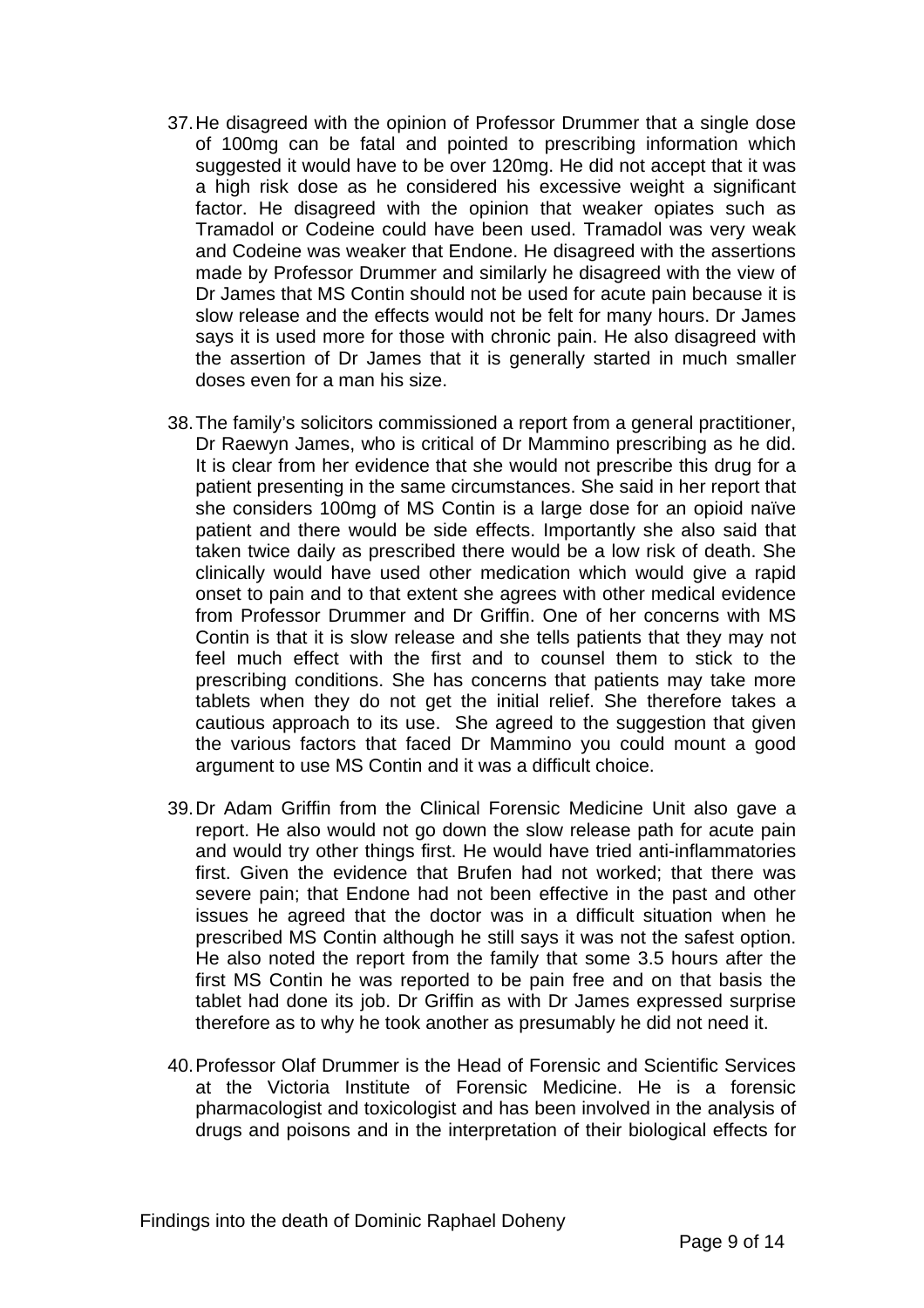37. He disagreed with the opinion of Professor Drummer that a single dose of 100mg can be fatal and pointed to prescribing information which suggested it would have to be over 120mg. He did not accept that it was a high risk dose as he considered his excessive weight a significant factor. He disagreed with the opinion that weaker opiates such as Tramadol or Codeine could have been used. Tramadol was very weak and Codeine was weaker that Endone. He disagreed with the assertions made by Professor Drummer and similarly he disagreed with the view of Dr James that MS Contin should not be used for acute pain because it is slow release and the effects would not be felt for many hours. Dr James says it is used more for those with chronic pain. He also disagreed with the assertion of Dr James that it is generally started in much smaller doses even for a man his size.

38. The family's solicitors commissioned a report from a general practitioner, Dr Raewyn James, who is critical of Dr Mammino prescribing as he did. It is clear from her evidence that she would not prescribe this drug for a patient presenting in the same circumstances. She said in her report that she considers 100mg of MS Contin is a large dose for an opioid naïve patient and there would be side effects. Importantly she also said that taken twice daily as prescribed there would be a low risk of death. She clinically would have used other medication which would give a rapid onset to pain and to that extent she agrees with other medical evidence from Professor Drummer and Dr Griffin. One of her concerns with MS Contin is that it is slow release and she tells patients that they may not feel much effect with the first and to counsel them to stick to the prescribing conditions. She has concerns that patients may take more tablets when they do not get the initial relief. She therefore takes a cautious approach to its use. She agreed to the suggestion that given the various factors that faced Dr Mammino you could mount a good argument to use MS Contin and it was a difficult choice.

39. Dr Adam Griffin from the Clinical Forensic Medicine Unit also gave a report. He also would not go down the slow release path for acute pain and would try other things first. He would have tried anti-inflammatories first. Given the evidence that Brufen had not worked; that there was severe pain; that Endone had not been effective in the past and other issues he agreed that the doctor was in a difficult situation when he prescribed MS Contin although he still says it was not the safest option. He also noted the report from the family that some 3.5 hours after the first MS Contin he was reported to be pain free and on that basis the tablet had done its job. Dr Griffin as with Dr James expressed surprise therefore as to why he took another as presumably he did not need it.

40. Professor Olaf Drummer is the Head of Forensic and Scientific Services at the Victoria Institute of Forensic Medicine. He is a forensic pharmacologist and toxicologist and has been involved in the analysis of drugs and poisons and in the interpretation of their biological effects for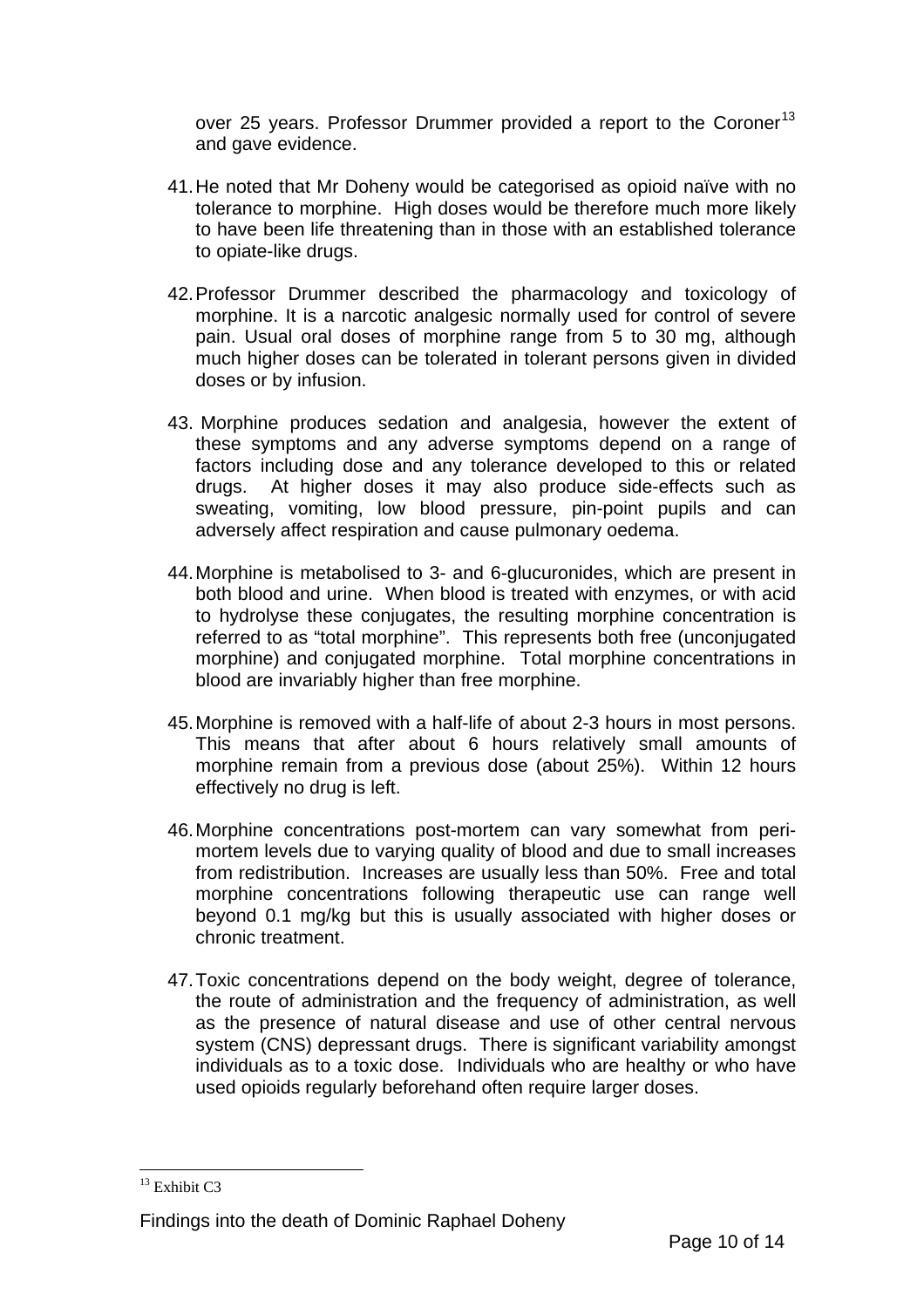over 25 years. Professor Drummer provided a report to the Coroner[13] and gave evidence.

41. He noted that Mr Doheny would be categorised as opioid naïve with no tolerance to morphine. High doses would be therefore much more likely to have been life threatening than in those with an established tolerance to opiate-like drugs.

42. Professor Drummer described the pharmacology and toxicology of morphine. It is a narcotic analgesic normally used for control of severe pain. Usual oral doses of morphine range from 5 to 30 mg, although much higher doses can be tolerated in tolerant persons given in divided doses or by infusion.

43. Morphine produces sedation and analgesia, however the extent of these symptoms and any adverse symptoms depend on a range of factors including dose and any tolerance developed to this or related drugs. At higher doses it may also produce side-effects such as sweating, vomiting, low blood pressure, pin-point pupils and can adversely affect respiration and cause pulmonary oedema.

44. Morphine is metabolised to 3- and 6-glucuronides, which are present in both blood and urine. When blood is treated with enzymes, or with acid to hydrolyse these conjugates, the resulting morphine concentration is referred to as "total morphine". This represents both free (unconjugated morphine) and conjugated morphine. Total morphine concentrations in blood are invariably higher than free morphine.

45. Morphine is removed with a half-life of about 2-3 hours in most persons. This means that after about 6 hours relatively small amounts of morphine remain from a previous dose (about 25%). Within 12 hours effectively no drug is left.

46. Morphine concentrations post-mortem can vary somewhat from peri-mortem levels due to varying quality of blood and due to small increases from redistribution. Increases are usually less than 50%. Free and total morphine concentrations following therapeutic use can range well beyond 0.1 mg/kg but this is usually associated with higher doses or chronic treatment.

47. Toxic concentrations depend on the body weight, degree of tolerance, the route of administration and the frequency of administration, as well as the presence of natural disease and use of other central nervous system (CNS) depressant drugs. There is significant variability amongst individuals as to a toxic dose. Individuals who are healthy or who have used opioids regularly beforehand often require larger doses.

[13] Exhibit C3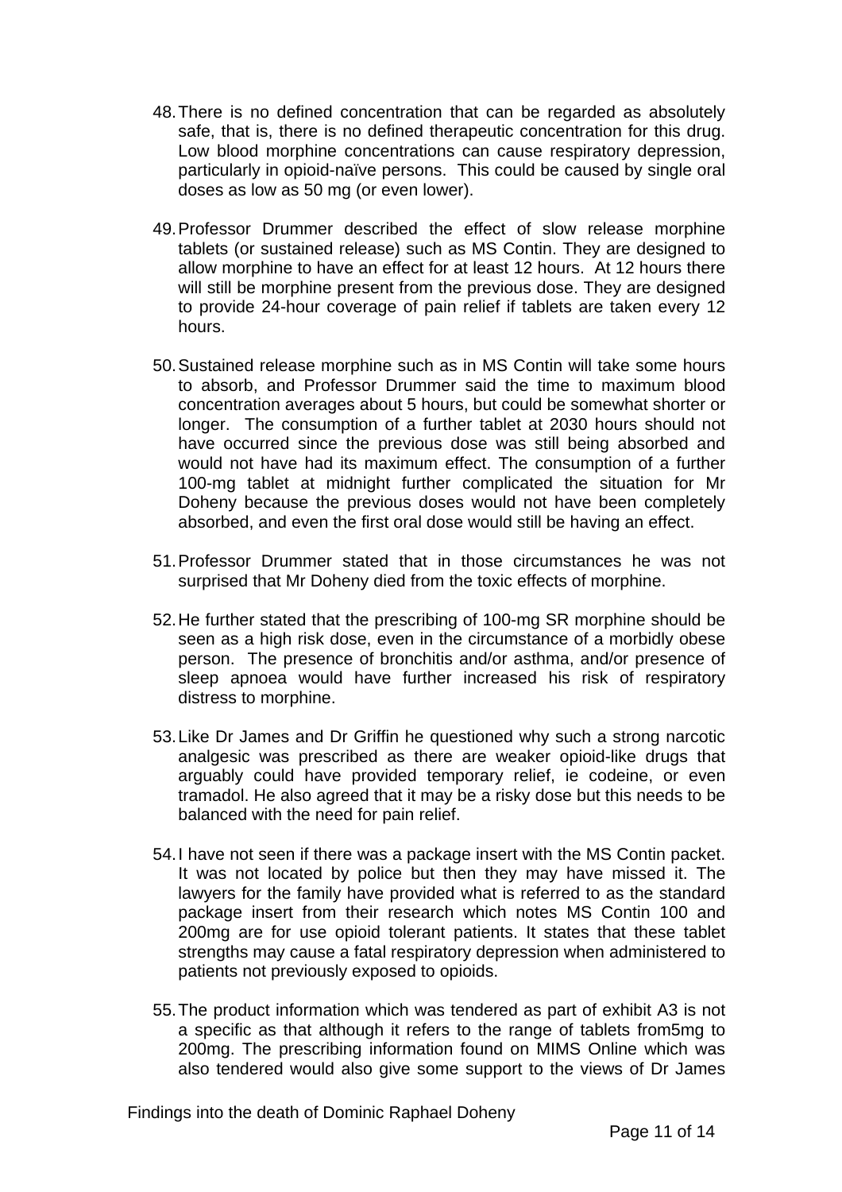48. There is no defined concentration that can be regarded as absolutely safe, that is, there is no defined therapeutic concentration for this drug. Low blood morphine concentrations can cause respiratory depression, particularly in opioid-naïve persons. This could be caused by single oral doses as low as 50 mg (or even lower).

49. Professor Drummer described the effect of slow release morphine tablets (or sustained release) such as MS Contin. They are designed to allow morphine to have an effect for at least 12 hours. At 12 hours there will still be morphine present from the previous dose. They are designed to provide 24-hour coverage of pain relief if tablets are taken every 12 hours.

50. Sustained release morphine such as in MS Contin will take some hours to absorb, and Professor Drummer said the time to maximum blood concentration averages about 5 hours, but could be somewhat shorter or longer. The consumption of a further tablet at 2030 hours should not have occurred since the previous dose was still being absorbed and would not have had its maximum effect. The consumption of a further 100-mg tablet at midnight further complicated the situation for Mr Doheny because the previous doses would not have been completely absorbed, and even the first oral dose would still be having an effect.

51. Professor Drummer stated that in those circumstances he was not surprised that Mr Doheny died from the toxic effects of morphine.

52. He further stated that the prescribing of 100-mg SR morphine should be seen as a high risk dose, even in the circumstance of a morbidly obese person. The presence of bronchitis and/or asthma, and/or presence of sleep apnoea would have further increased his risk of respiratory distress to morphine.

53. Like Dr James and Dr Griffin he questioned why such a strong narcotic analgesic was prescribed as there are weaker opioid-like drugs that arguably could have provided temporary relief, ie codeine, or even tramadol. He also agreed that it may be a risky dose but this needs to be balanced with the need for pain relief.

54. I have not seen if there was a package insert with the MS Contin packet. It was not located by police but then they may have missed it. The lawyers for the family have provided what is referred to as the standard package insert from their research which notes MS Contin 100 and 200mg are for use opioid tolerant patients. It states that these tablet strengths may cause a fatal respiratory depression when administered to patients not previously exposed to opioids.

55. The product information which was tendered as part of exhibit A3 is not a specific as that although it refers to the range of tablets from5mg to 200mg. The prescribing information found on MIMS Online which was also tendered would also give some support to the views of Dr James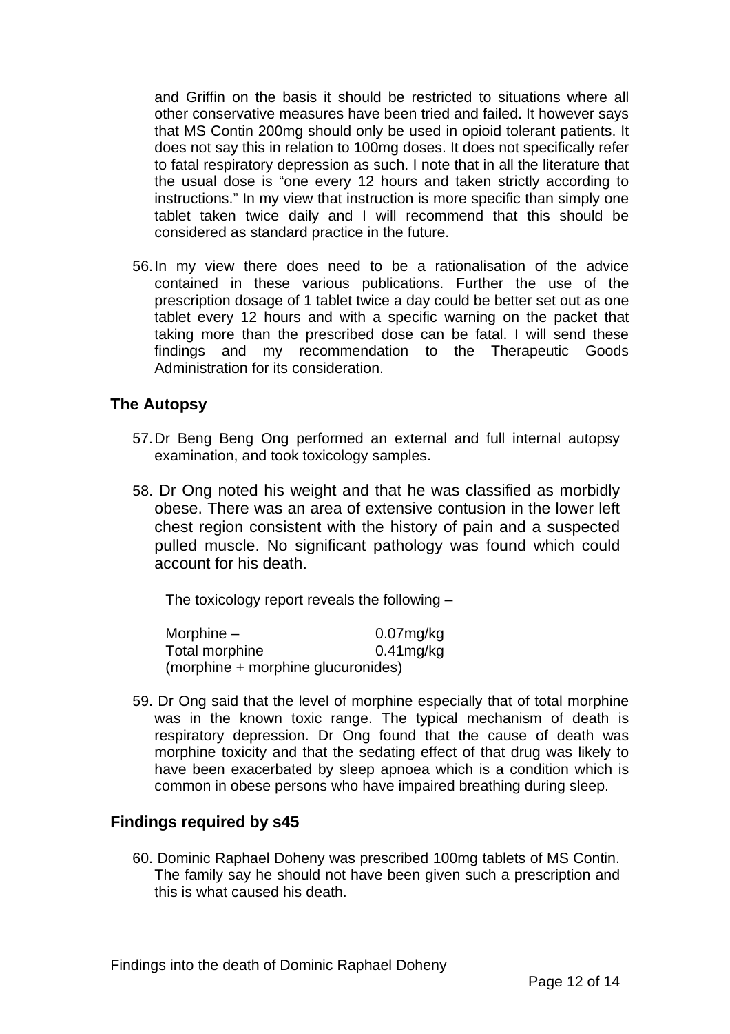and Griffin on the basis it should be restricted to situations where all other conservative measures have been tried and failed. It however says that MS Contin 200mg should only be used in opioid tolerant patients. It does not say this in relation to 100mg doses. It does not specifically refer to fatal respiratory depression as such. I note that in all the literature that the usual dose is "one every 12 hours and taken strictly according to instructions." In my view that instruction is more specific than simply one tablet taken twice daily and I will recommend that this should be considered as standard practice in the future.

56. In my view there does need to be a rationalisation of the advice contained in these various publications. Further the use of the prescription dosage of 1 tablet twice a day could be better set out as one tablet every 12 hours and with a specific warning on the packet that taking more than the prescribed dose can be fatal. I will send these findings and my recommendation to the Therapeutic Goods Administration for its consideration.

## The Autopsy

57. Dr Beng Beng Ong performed an external and full internal autopsy examination, and took toxicology samples.

58. Dr Ong noted his weight and that he was classified as morbidly obese. There was an area of extensive contusion in the lower left chest region consistent with the history of pain and a suspected pulled muscle. No significant pathology was found which could account for his death.

The toxicology report reveals the following –

| | |
|---|---|
| Morphine – | 0.07mg/kg |
| Total morphine | 0.41mg/kg |
| (morphine + morphine glucuronides) | |

59. Dr Ong said that the level of morphine especially that of total morphine was in the known toxic range. The typical mechanism of death is respiratory depression. Dr Ong found that the cause of death was morphine toxicity and that the sedating effect of that drug was likely to have been exacerbated by sleep apnoea which is a condition which is common in obese persons who have impaired breathing during sleep.

## Findings required by s45

60. Dominic Raphael Doheny was prescribed 100mg tablets of MS Contin. The family say he should not have been given such a prescription and this is what caused his death.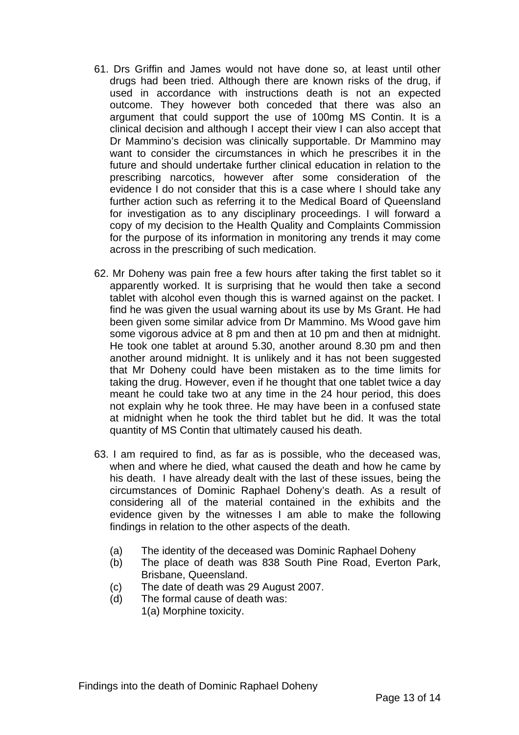61. Drs Griffin and James would not have done so, at least until other drugs had been tried. Although there are known risks of the drug, if used in accordance with instructions death is not an expected outcome. They however both conceded that there was also an argument that could support the use of 100mg MS Contin. It is a clinical decision and although I accept their view I can also accept that Dr Mammino's decision was clinically supportable. Dr Mammino may want to consider the circumstances in which he prescribes it in the future and should undertake further clinical education in relation to the prescribing narcotics, however after some consideration of the evidence I do not consider that this is a case where I should take any further action such as referring it to the Medical Board of Queensland for investigation as to any disciplinary proceedings. I will forward a copy of my decision to the Health Quality and Complaints Commission for the purpose of its information in monitoring any trends it may come across in the prescribing of such medication.

62. Mr Doheny was pain free a few hours after taking the first tablet so it apparently worked. It is surprising that he would then take a second tablet with alcohol even though this is warned against on the packet. I find he was given the usual warning about its use by Ms Grant. He had been given some similar advice from Dr Mammino. Ms Wood gave him some vigorous advice at 8 pm and then at 10 pm and then at midnight. He took one tablet at around 5.30, another around 8.30 pm and then another around midnight. It is unlikely and it has not been suggested that Mr Doheny could have been mistaken as to the time limits for taking the drug. However, even if he thought that one tablet twice a day meant he could take two at any time in the 24 hour period, this does not explain why he took three. He may have been in a confused state at midnight when he took the third tablet but he did. It was the total quantity of MS Contin that ultimately caused his death.

63. I am required to find, as far as is possible, who the deceased was, when and where he died, what caused the death and how he came by his death. I have already dealt with the last of these issues, being the circumstances of Dominic Raphael Doheny's death. As a result of considering all of the material contained in the exhibits and the evidence given by the witnesses I am able to make the following findings in relation to the other aspects of the death.

   (a) The identity of the deceased was Dominic Raphael Doheny
   (b) The place of death was 838 South Pine Road, Everton Park, Brisbane, Queensland.
   (c) The date of death was 29 August 2007.
   (d) The formal cause of death was:
   1(a) Morphine toxicity.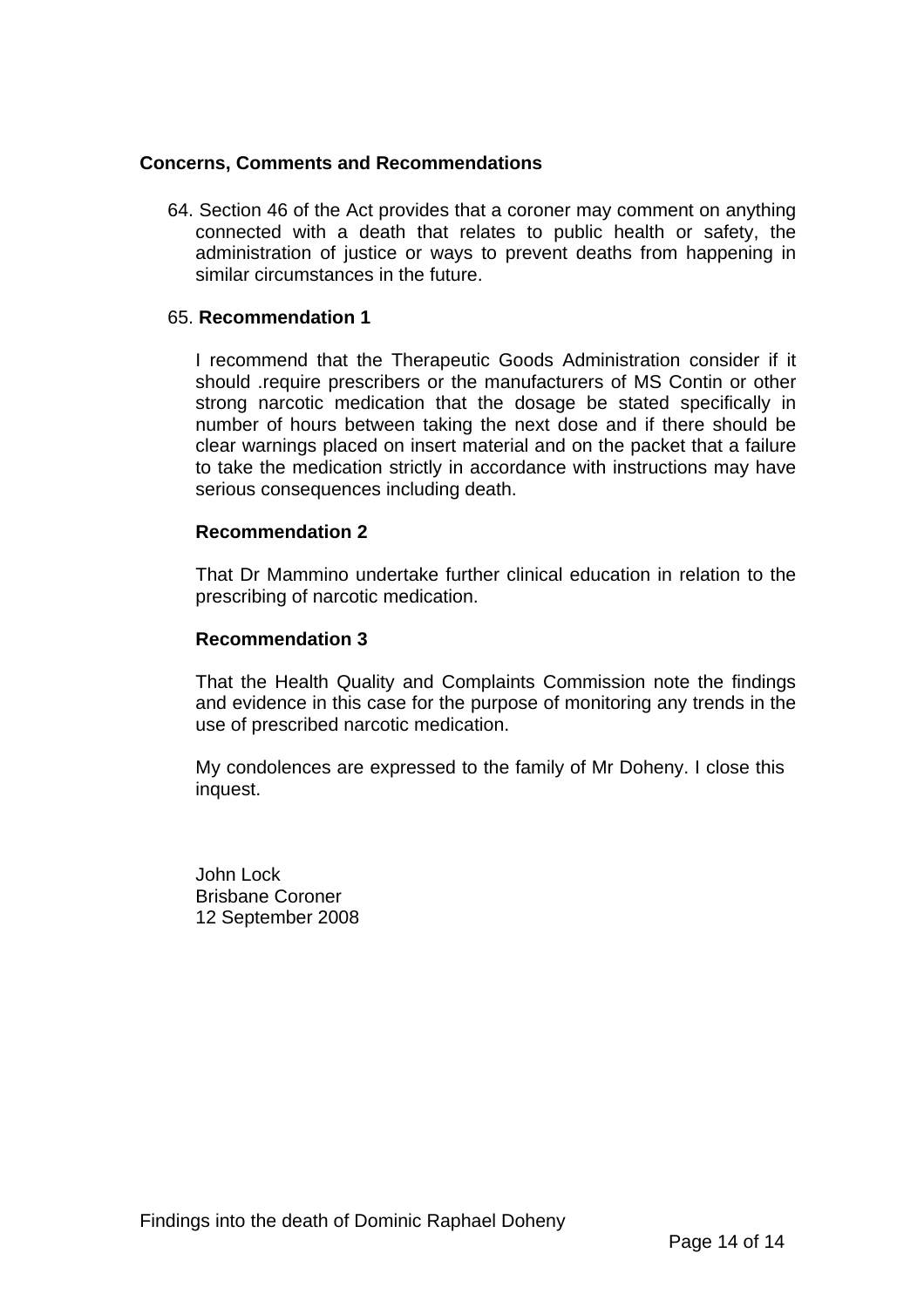**Concerns, Comments and Recommendations**

64. Section 46 of the Act provides that a coroner may comment on anything connected with a death that relates to public health or safety, the administration of justice or ways to prevent deaths from happening in similar circumstances in the future.

65. **Recommendation 1**

I recommend that the Therapeutic Goods Administration consider if it should .require prescribers or the manufacturers of MS Contin or other strong narcotic medication that the dosage be stated specifically in number of hours between taking the next dose and if there should be clear warnings placed on insert material and on the packet that a failure to take the medication strictly in accordance with instructions may have serious consequences including death.

**Recommendation 2**

That Dr Mammino undertake further clinical education in relation to the prescribing of narcotic medication.

**Recommendation 3**

That the Health Quality and Complaints Commission note the findings and evidence in this case for the purpose of monitoring any trends in the use of prescribed narcotic medication.

My condolences are expressed to the family of Mr Doheny. I close this inquest.

John Lock
Brisbane Coroner
12 September 2008